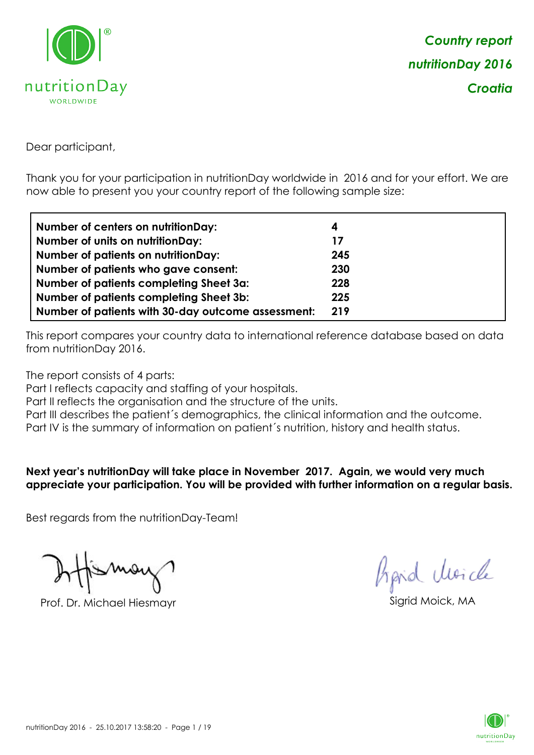*Country report*

*nutritionDay 2016*

*Croatia*

Dear participant,

Thank you for your participation in nutritionDay worldwide in 2016 and for your effort. We are now able to present you your country report of the following sample size:

| | |
|---|---|
| **Number of centers on nutritionDay:** | **4** |
| **Number of units on nutritionDay:** | **17** |
| **Number of patients on nutritionDay:** | **245** |
| **Number of patients who gave consent:** | **230** |
| **Number of patients completing Sheet 3a:** | **228** |
| **Number of patients completing Sheet 3b:** | **225** |
| **Number of patients with 30-day outcome assessment:** | **219** |

This report compares your country data to international reference database based on data from nutritionDay 2016.

The report consists of 4 parts:
Part I reflects capacity and staffing of your hospitals.
Part II reflects the organisation and the structure of the units.
Part III describes the patient´s demographics, the clinical information and the outcome.
Part IV is the summary of information on patient´s nutrition, history and health status.

**Next year's nutritionDay will take place in November 2017. Again, we would very much appreciate your participation. You will be provided with further information on a regular basis.**

Best regards from the nutritionDay-Team!

Prof. Dr. Michael Hiesmayr

Sigrid Moick, MA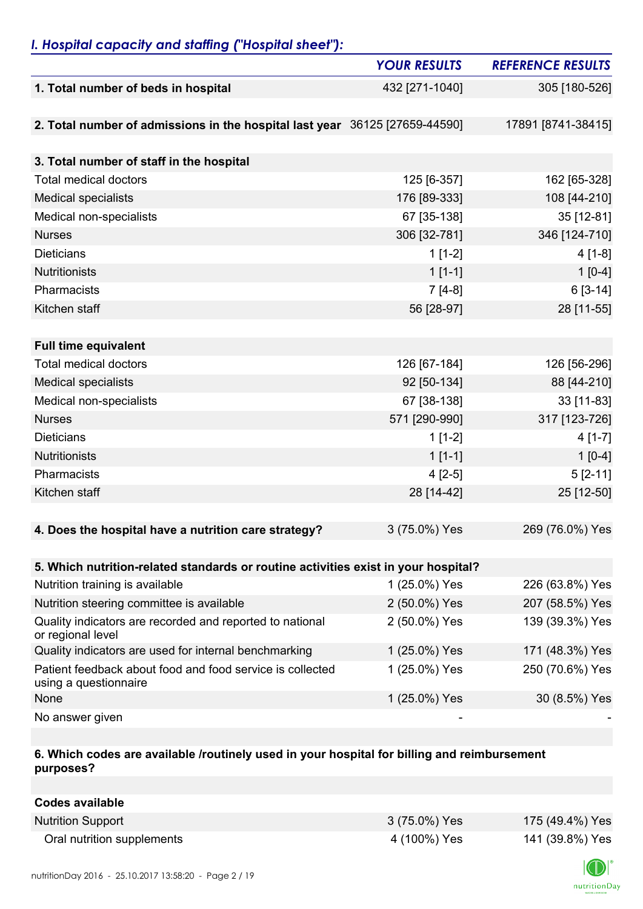## *I. Hospital capacity and staffing ("Hospital sheet"):*

| | *YOUR RESULTS* | *REFERENCE RESULTS* |
|---|---|---|
| **1. Total number of beds in hospital** | 432 [271-1040] | 305 [180-526] |
| | | |
| **2. Total number of admissions in the hospital last year** | 36125 [27659-44590] | 17891 [8741-38415] |
| | | |
| **3. Total number of staff in the hospital** | | |
| Total medical doctors | 125 [6-357] | 162 [65-328] |
| Medical specialists | 176 [89-333] | 108 [44-210] |
| Medical non-specialists | 67 [35-138] | 35 [12-81] |
| Nurses | 306 [32-781] | 346 [124-710] |
| Dieticians | 1 [1-2] | 4 [1-8] |
| Nutritionists | 1 [1-1] | 1 [0-4] |
| Pharmacists | 7 [4-8] | 6 [3-14] |
| Kitchen staff | 56 [28-97] | 28 [11-55] |
| | | |
| **Full time equivalent** | | |
| Total medical doctors | 126 [67-184] | 126 [56-296] |
| Medical specialists | 92 [50-134] | 88 [44-210] |
| Medical non-specialists | 67 [38-138] | 33 [11-83] |
| Nurses | 571 [290-990] | 317 [123-726] |
| Dieticians | 1 [1-2] | 4 [1-7] |
| Nutritionists | 1 [1-1] | 1 [0-4] |
| Pharmacists | 4 [2-5] | 5 [2-11] |
| Kitchen staff | 28 [14-42] | 25 [12-50] |
| | | |
| **4. Does the hospital have a nutrition care strategy?** | 3 (75.0%) Yes | 269 (76.0%) Yes |
| | | |
| **5. Which nutrition-related standards or routine activities exist in your hospital?** | | |
| Nutrition training is available | 1 (25.0%) Yes | 226 (63.8%) Yes |
| Nutrition steering committee is available | 2 (50.0%) Yes | 207 (58.5%) Yes |
| Quality indicators are recorded and reported to national or regional level | 2 (50.0%) Yes | 139 (39.3%) Yes |
| Quality indicators are used for internal benchmarking | 1 (25.0%) Yes | 171 (48.3%) Yes |
| Patient feedback about food and food service is collected using a questionnaire | 1 (25.0%) Yes | 250 (70.6%) Yes |
| None | 1 (25.0%) Yes | 30 (8.5%) Yes |
| No answer given | - | - |
| | | |
| **6. Which codes are available /routinely used in your hospital for billing and reimbursement purposes?** | | |
| | | |
| **Codes available** | | |
| Nutrition Support | 3 (75.0%) Yes | 175 (49.4%) Yes |
| Oral nutrition supplements | 4 (100%) Yes | 141 (39.8%) Yes |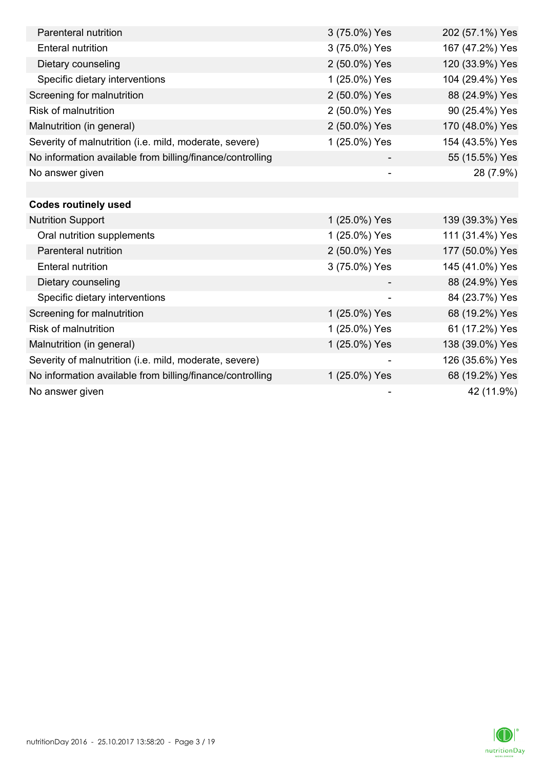| | | |
|---|---|---|
| Parenteral nutrition | 3 (75.0%) Yes | 202 (57.1%) Yes |
| Enteral nutrition | 3 (75.0%) Yes | 167 (47.2%) Yes |
| Dietary counseling | 2 (50.0%) Yes | 120 (33.9%) Yes |
| Specific dietary interventions | 1 (25.0%) Yes | 104 (29.4%) Yes |
| Screening for malnutrition | 2 (50.0%) Yes | 88 (24.9%) Yes |
| Risk of malnutrition | 2 (50.0%) Yes | 90 (25.4%) Yes |
| Malnutrition (in general) | 2 (50.0%) Yes | 170 (48.0%) Yes |
| Severity of malnutrition (i.e. mild, moderate, severe) | 1 (25.0%) Yes | 154 (43.5%) Yes |
| No information available from billing/finance/controlling | - | 55 (15.5%) Yes |
| No answer given | - | 28 (7.9%) |
| | | |
| **Codes routinely used** | | |
| Nutrition Support | 1 (25.0%) Yes | 139 (39.3%) Yes |
| Oral nutrition supplements | 1 (25.0%) Yes | 111 (31.4%) Yes |
| Parenteral nutrition | 2 (50.0%) Yes | 177 (50.0%) Yes |
| Enteral nutrition | 3 (75.0%) Yes | 145 (41.0%) Yes |
| Dietary counseling | - | 88 (24.9%) Yes |
| Specific dietary interventions | - | 84 (23.7%) Yes |
| Screening for malnutrition | 1 (25.0%) Yes | 68 (19.2%) Yes |
| Risk of malnutrition | 1 (25.0%) Yes | 61 (17.2%) Yes |
| Malnutrition (in general) | 1 (25.0%) Yes | 138 (39.0%) Yes |
| Severity of malnutrition (i.e. mild, moderate, severe) | - | 126 (35.6%) Yes |
| No information available from billing/finance/controlling | 1 (25.0%) Yes | 68 (19.2%) Yes |
| No answer given | - | 42 (11.9%) |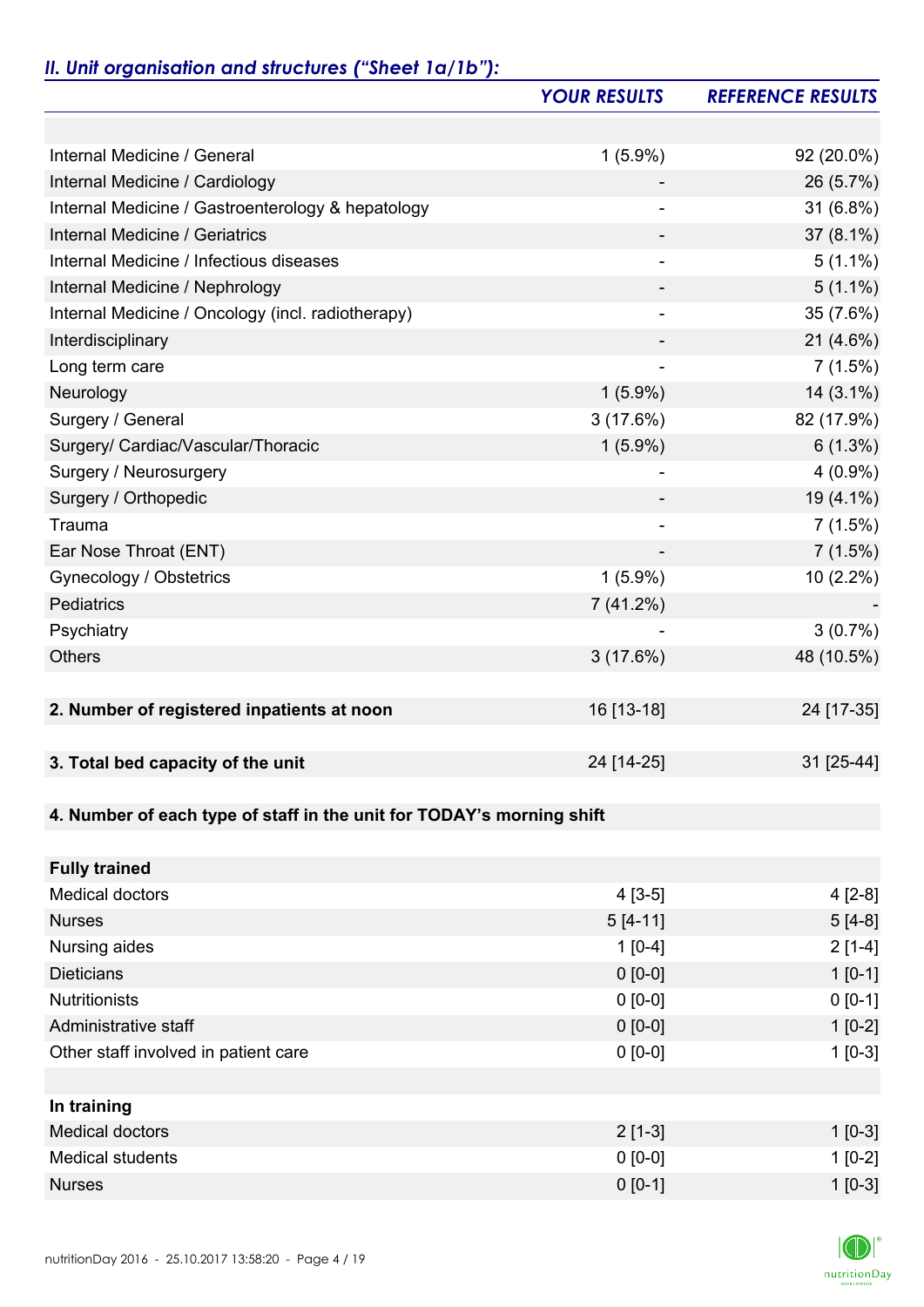## *II. Unit organisation and structures ("Sheet 1a/1b"):*

| | *YOUR RESULTS* | *REFERENCE RESULTS* |
|---|---|---|
| | | |
| Internal Medicine / General | 1 (5.9%) | 92 (20.0%) |
| Internal Medicine / Cardiology | - | 26 (5.7%) |
| Internal Medicine / Gastroenterology & hepatology | - | 31 (6.8%) |
| Internal Medicine / Geriatrics | - | 37 (8.1%) |
| Internal Medicine / Infectious diseases | - | 5 (1.1%) |
| Internal Medicine / Nephrology | - | 5 (1.1%) |
| Internal Medicine / Oncology (incl. radiotherapy) | - | 35 (7.6%) |
| Interdisciplinary | - | 21 (4.6%) |
| Long term care | - | 7 (1.5%) |
| Neurology | 1 (5.9%) | 14 (3.1%) |
| Surgery / General | 3 (17.6%) | 82 (17.9%) |
| Surgery/ Cardiac/Vascular/Thoracic | 1 (5.9%) | 6 (1.3%) |
| Surgery / Neurosurgery | - | 4 (0.9%) |
| Surgery / Orthopedic | - | 19 (4.1%) |
| Trauma | - | 7 (1.5%) |
| Ear Nose Throat (ENT) | - | 7 (1.5%) |
| Gynecology / Obstetrics | 1 (5.9%) | 10 (2.2%) |
| Pediatrics | 7 (41.2%) | - |
| Psychiatry | - | 3 (0.7%) |
| Others | 3 (17.6%) | 48 (10.5%) |
| | | |
| **2. Number of registered inpatients at noon** | 16 [13-18] | 24 [17-35] |
| | | |
| **3. Total bed capacity of the unit** | 24 [14-25] | 31 [25-44] |
| | | |
| **4. Number of each type of staff in the unit for TODAY's morning shift** | | |
| | | |
| **Fully trained** | | |
| Medical doctors | 4 [3-5] | 4 [2-8] |
| Nurses | 5 [4-11] | 5 [4-8] |
| Nursing aides | 1 [0-4] | 2 [1-4] |
| Dieticians | 0 [0-0] | 1 [0-1] |
| Nutritionists | 0 [0-0] | 0 [0-1] |
| Administrative staff | 0 [0-0] | 1 [0-2] |
| Other staff involved in patient care | 0 [0-0] | 1 [0-3] |
| | | |
| **In training** | | |
| Medical doctors | 2 [1-3] | 1 [0-3] |
| Medical students | 0 [0-0] | 1 [0-2] |
| Nurses | 0 [0-1] | 1 [0-3] |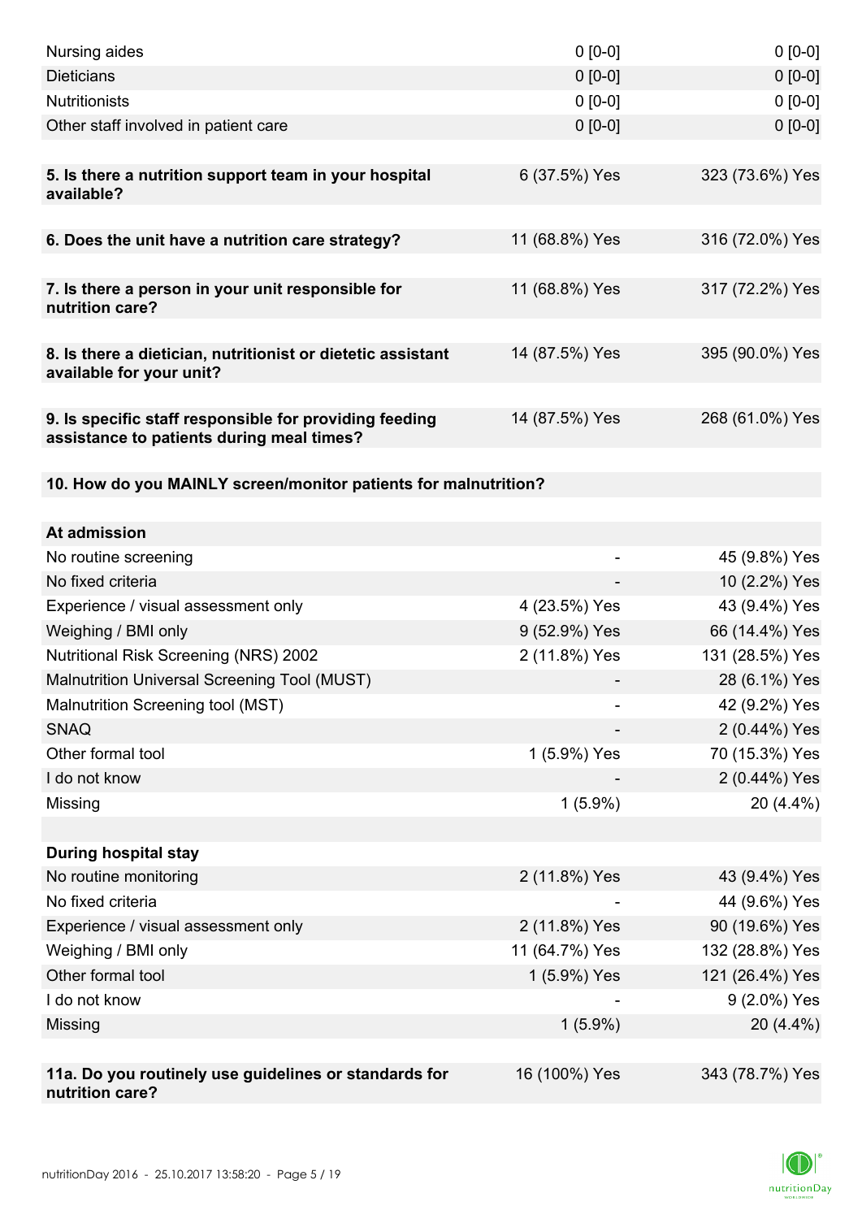| | | |
|---|---|---|
| Nursing aides | 0 [0-0] | 0 [0-0] |
| Dieticians | 0 [0-0] | 0 [0-0] |
| Nutritionists | 0 [0-0] | 0 [0-0] |
| Other staff involved in patient care | 0 [0-0] | 0 [0-0] |
| | | |
| **5. Is there a nutrition support team in your hospital available?** | 6 (37.5%) Yes | 323 (73.6%) Yes |
| | | |
| **6. Does the unit have a nutrition care strategy?** | 11 (68.8%) Yes | 316 (72.0%) Yes |
| | | |
| **7. Is there a person in your unit responsible for nutrition care?** | 11 (68.8%) Yes | 317 (72.2%) Yes |
| | | |
| **8. Is there a dietician, nutritionist or dietetic assistant available for your unit?** | 14 (87.5%) Yes | 395 (90.0%) Yes |
| | | |
| **9. Is specific staff responsible for providing feeding assistance to patients during meal times?** | 14 (87.5%) Yes | 268 (61.0%) Yes |
| | | |
| **10. How do you MAINLY screen/monitor patients for malnutrition?** | | |
| | | |
| **At admission** | | |
| No routine screening | - | 45 (9.8%) Yes |
| No fixed criteria | - | 10 (2.2%) Yes |
| Experience / visual assessment only | 4 (23.5%) Yes | 43 (9.4%) Yes |
| Weighing / BMI only | 9 (52.9%) Yes | 66 (14.4%) Yes |
| Nutritional Risk Screening (NRS) 2002 | 2 (11.8%) Yes | 131 (28.5%) Yes |
| Malnutrition Universal Screening Tool (MUST) | - | 28 (6.1%) Yes |
| Malnutrition Screening tool (MST) | - | 42 (9.2%) Yes |
| SNAQ | - | 2 (0.44%) Yes |
| Other formal tool | 1 (5.9%) Yes | 70 (15.3%) Yes |
| I do not know | - | 2 (0.44%) Yes |
| Missing | 1 (5.9%) | 20 (4.4%) |
| | | |
| **During hospital stay** | | |
| No routine monitoring | 2 (11.8%) Yes | 43 (9.4%) Yes |
| No fixed criteria | - | 44 (9.6%) Yes |
| Experience / visual assessment only | 2 (11.8%) Yes | 90 (19.6%) Yes |
| Weighing / BMI only | 11 (64.7%) Yes | 132 (28.8%) Yes |
| Other formal tool | 1 (5.9%) Yes | 121 (26.4%) Yes |
| I do not know | - | 9 (2.0%) Yes |
| Missing | 1 (5.9%) | 20 (4.4%) |
| | | |
| **11a. Do you routinely use guidelines or standards for nutrition care?** | 16 (100%) Yes | 343 (78.7%) Yes |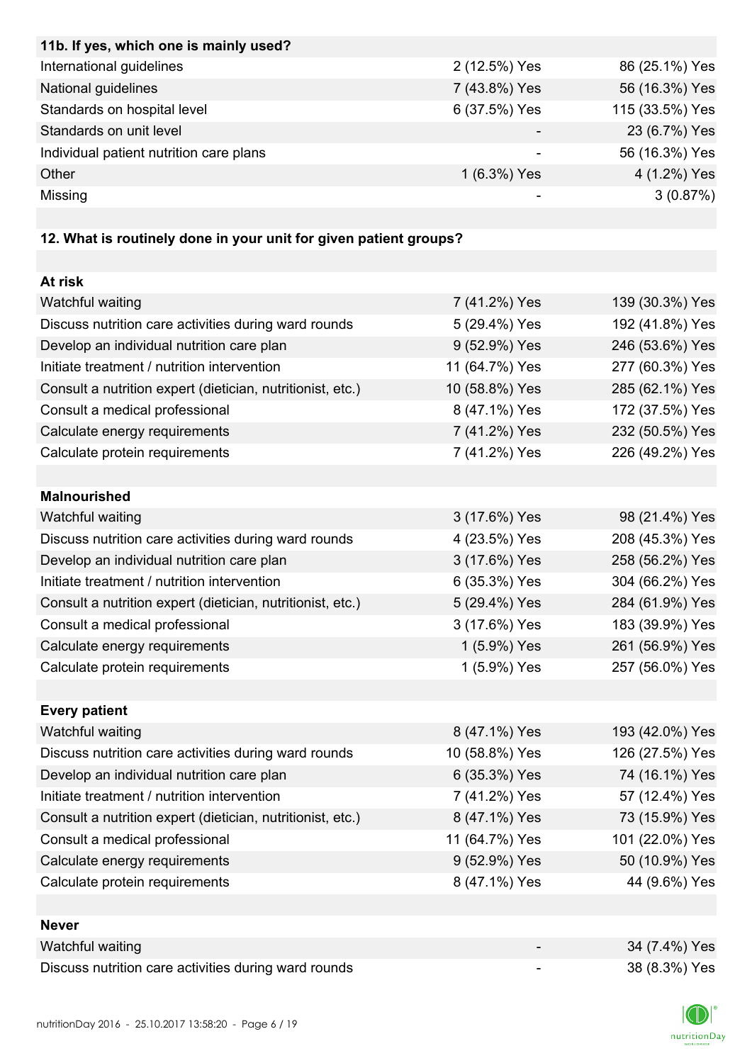| 11b. If yes, which one is mainly used? | | |
|---|---|---|
| International guidelines | 2 (12.5%) Yes | 86 (25.1%) Yes |
| National guidelines | 7 (43.8%) Yes | 56 (16.3%) Yes |
| Standards on hospital level | 6 (37.5%) Yes | 115 (33.5%) Yes |
| Standards on unit level | - | 23 (6.7%) Yes |
| Individual patient nutrition care plans | - | 56 (16.3%) Yes |
| Other | 1 (6.3%) Yes | 4 (1.2%) Yes |
| Missing | - | 3 (0.87%) |

**12. What is routinely done in your unit for given patient groups?**

| At risk | | |
|---|---|---|
| Watchful waiting | 7 (41.2%) Yes | 139 (30.3%) Yes |
| Discuss nutrition care activities during ward rounds | 5 (29.4%) Yes | 192 (41.8%) Yes |
| Develop an individual nutrition care plan | 9 (52.9%) Yes | 246 (53.6%) Yes |
| Initiate treatment / nutrition intervention | 11 (64.7%) Yes | 277 (60.3%) Yes |
| Consult a nutrition expert (dietician, nutritionist, etc.) | 10 (58.8%) Yes | 285 (62.1%) Yes |
| Consult a medical professional | 8 (47.1%) Yes | 172 (37.5%) Yes |
| Calculate energy requirements | 7 (41.2%) Yes | 232 (50.5%) Yes |
| Calculate protein requirements | 7 (41.2%) Yes | 226 (49.2%) Yes |

| Malnourished | | |
|---|---|---|
| Watchful waiting | 3 (17.6%) Yes | 98 (21.4%) Yes |
| Discuss nutrition care activities during ward rounds | 4 (23.5%) Yes | 208 (45.3%) Yes |
| Develop an individual nutrition care plan | 3 (17.6%) Yes | 258 (56.2%) Yes |
| Initiate treatment / nutrition intervention | 6 (35.3%) Yes | 304 (66.2%) Yes |
| Consult a nutrition expert (dietician, nutritionist, etc.) | 5 (29.4%) Yes | 284 (61.9%) Yes |
| Consult a medical professional | 3 (17.6%) Yes | 183 (39.9%) Yes |
| Calculate energy requirements | 1 (5.9%) Yes | 261 (56.9%) Yes |
| Calculate protein requirements | 1 (5.9%) Yes | 257 (56.0%) Yes |

| Every patient | | |
|---|---|---|
| Watchful waiting | 8 (47.1%) Yes | 193 (42.0%) Yes |
| Discuss nutrition care activities during ward rounds | 10 (58.8%) Yes | 126 (27.5%) Yes |
| Develop an individual nutrition care plan | 6 (35.3%) Yes | 74 (16.1%) Yes |
| Initiate treatment / nutrition intervention | 7 (41.2%) Yes | 57 (12.4%) Yes |
| Consult a nutrition expert (dietician, nutritionist, etc.) | 8 (47.1%) Yes | 73 (15.9%) Yes |
| Consult a medical professional | 11 (64.7%) Yes | 101 (22.0%) Yes |
| Calculate energy requirements | 9 (52.9%) Yes | 50 (10.9%) Yes |
| Calculate protein requirements | 8 (47.1%) Yes | 44 (9.6%) Yes |

| Never | | |
|---|---|---|
| Watchful waiting | - | 34 (7.4%) Yes |
| Discuss nutrition care activities during ward rounds | - | 38 (8.3%) Yes |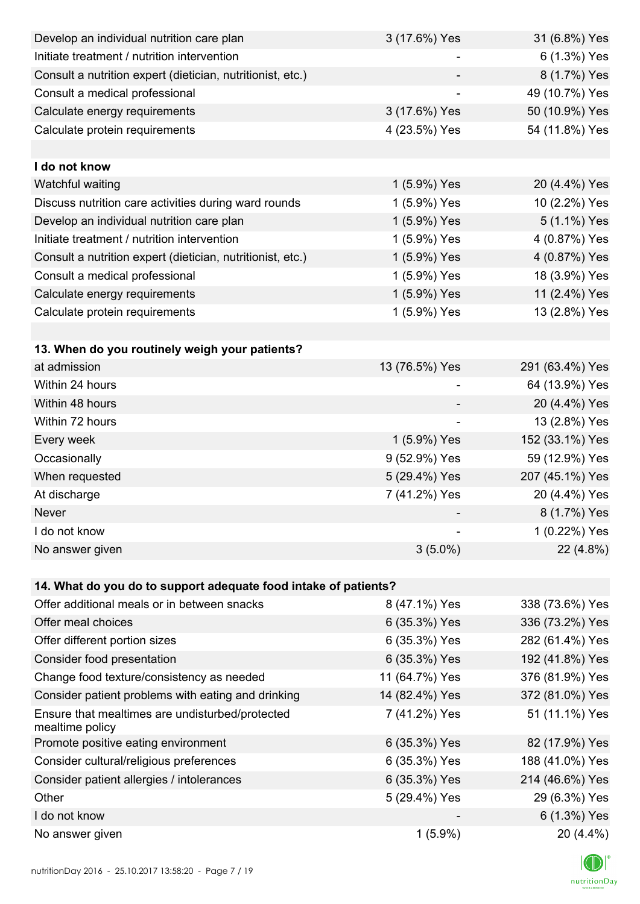| | | |
|---|---|---|
| Develop an individual nutrition care plan | 3 (17.6%) Yes | 31 (6.8%) Yes |
| Initiate treatment / nutrition intervention | - | 6 (1.3%) Yes |
| Consult a nutrition expert (dietician, nutritionist, etc.) | - | 8 (1.7%) Yes |
| Consult a medical professional | - | 49 (10.7%) Yes |
| Calculate energy requirements | 3 (17.6%) Yes | 50 (10.9%) Yes |
| Calculate protein requirements | 4 (23.5%) Yes | 54 (11.8%) Yes |
| | | |
| **I do not know** | | |
| Watchful waiting | 1 (5.9%) Yes | 20 (4.4%) Yes |
| Discuss nutrition care activities during ward rounds | 1 (5.9%) Yes | 10 (2.2%) Yes |
| Develop an individual nutrition care plan | 1 (5.9%) Yes | 5 (1.1%) Yes |
| Initiate treatment / nutrition intervention | 1 (5.9%) Yes | 4 (0.87%) Yes |
| Consult a nutrition expert (dietician, nutritionist, etc.) | 1 (5.9%) Yes | 4 (0.87%) Yes |
| Consult a medical professional | 1 (5.9%) Yes | 18 (3.9%) Yes |
| Calculate energy requirements | 1 (5.9%) Yes | 11 (2.4%) Yes |
| Calculate protein requirements | 1 (5.9%) Yes | 13 (2.8%) Yes |

| **13. When do you routinely weigh your patients?** | | |
|---|---|---|
| at admission | 13 (76.5%) Yes | 291 (63.4%) Yes |
| Within 24 hours | - | 64 (13.9%) Yes |
| Within 48 hours | - | 20 (4.4%) Yes |
| Within 72 hours | - | 13 (2.8%) Yes |
| Every week | 1 (5.9%) Yes | 152 (33.1%) Yes |
| Occasionally | 9 (52.9%) Yes | 59 (12.9%) Yes |
| When requested | 5 (29.4%) Yes | 207 (45.1%) Yes |
| At discharge | 7 (41.2%) Yes | 20 (4.4%) Yes |
| Never | - | 8 (1.7%) Yes |
| I do not know | - | 1 (0.22%) Yes |
| No answer given | 3 (5.0%) | 22 (4.8%) |

| **14. What do you do to support adequate food intake of patients?** | | |
|---|---|---|
| Offer additional meals or in between snacks | 8 (47.1%) Yes | 338 (73.6%) Yes |
| Offer meal choices | 6 (35.3%) Yes | 336 (73.2%) Yes |
| Offer different portion sizes | 6 (35.3%) Yes | 282 (61.4%) Yes |
| Consider food presentation | 6 (35.3%) Yes | 192 (41.8%) Yes |
| Change food texture/consistency as needed | 11 (64.7%) Yes | 376 (81.9%) Yes |
| Consider patient problems with eating and drinking | 14 (82.4%) Yes | 372 (81.0%) Yes |
| Ensure that mealtimes are undisturbed/protected mealtime policy | 7 (41.2%) Yes | 51 (11.1%) Yes |
| Promote positive eating environment | 6 (35.3%) Yes | 82 (17.9%) Yes |
| Consider cultural/religious preferences | 6 (35.3%) Yes | 188 (41.0%) Yes |
| Consider patient allergies / intolerances | 6 (35.3%) Yes | 214 (46.6%) Yes |
| Other | 5 (29.4%) Yes | 29 (6.3%) Yes |
| I do not know | - | 6 (1.3%) Yes |
| No answer given | 1 (5.9%) | 20 (4.4%) |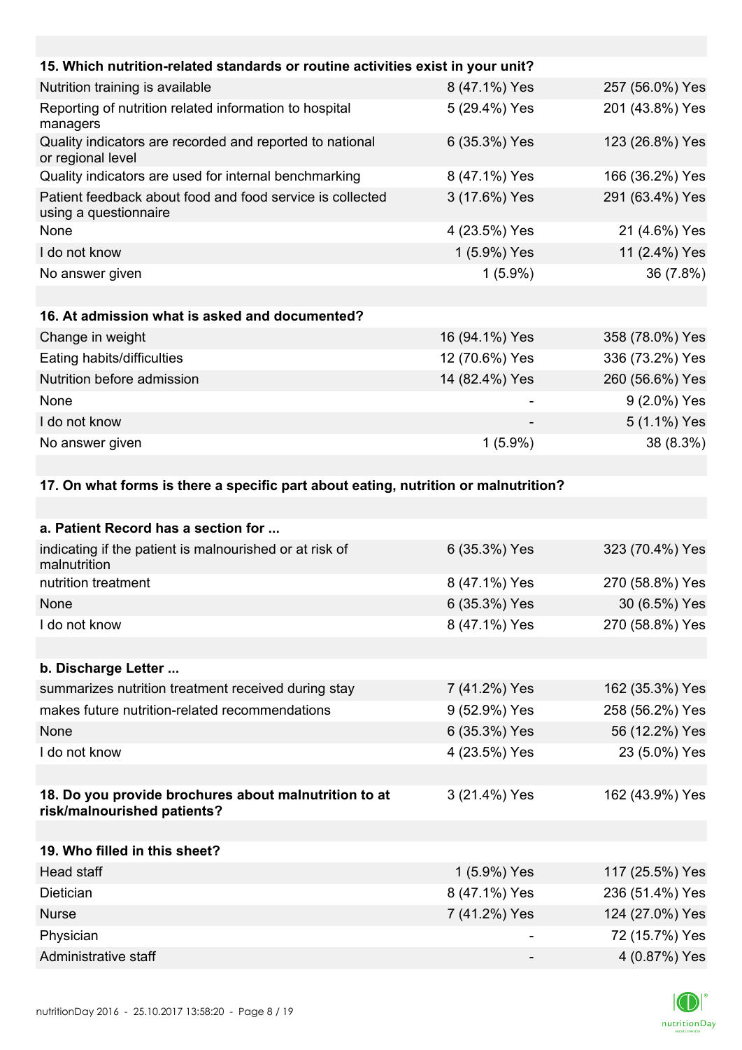| 15. Which nutrition-related standards or routine activities exist in your unit? | | |
|---|---|---|
| Nutrition training is available | 8 (47.1%) Yes | 257 (56.0%) Yes |
| Reporting of nutrition related information to hospital managers | 5 (29.4%) Yes | 201 (43.8%) Yes |
| Quality indicators are recorded and reported to national or regional level | 6 (35.3%) Yes | 123 (26.8%) Yes |
| Quality indicators are used for internal benchmarking | 8 (47.1%) Yes | 166 (36.2%) Yes |
| Patient feedback about food and food service is collected using a questionnaire | 3 (17.6%) Yes | 291 (63.4%) Yes |
| None | 4 (23.5%) Yes | 21 (4.6%) Yes |
| I do not know | 1 (5.9%) Yes | 11 (2.4%) Yes |
| No answer given | 1 (5.9%) | 36 (7.8%) |

| 16. At admission what is asked and documented? | | |
|---|---|---|
| Change in weight | 16 (94.1%) Yes | 358 (78.0%) Yes |
| Eating habits/difficulties | 12 (70.6%) Yes | 336 (73.2%) Yes |
| Nutrition before admission | 14 (82.4%) Yes | 260 (56.6%) Yes |
| None | - | 9 (2.0%) Yes |
| I do not know | - | 5 (1.1%) Yes |
| No answer given | 1 (5.9%) | 38 (8.3%) |

**17. On what forms is there a specific part about eating, nutrition or malnutrition?**

| a. Patient Record has a section for ... | | |
|---|---|---|
| indicating if the patient is malnourished or at risk of malnutrition | 6 (35.3%) Yes | 323 (70.4%) Yes |
| nutrition treatment | 8 (47.1%) Yes | 270 (58.8%) Yes |
| None | 6 (35.3%) Yes | 30 (6.5%) Yes |
| I do not know | 8 (47.1%) Yes | 270 (58.8%) Yes |

| b. Discharge Letter ... | | |
|---|---|---|
| summarizes nutrition treatment received during stay | 7 (41.2%) Yes | 162 (35.3%) Yes |
| makes future nutrition-related recommendations | 9 (52.9%) Yes | 258 (56.2%) Yes |
| None | 6 (35.3%) Yes | 56 (12.2%) Yes |
| I do not know | 4 (23.5%) Yes | 23 (5.0%) Yes |

| 18. Do you provide brochures about malnutrition to at risk/malnourished patients? | 3 (21.4%) Yes | 162 (43.9%) Yes |
|---|---|---|

| 19. Who filled in this sheet? | | |
|---|---|---|
| Head staff | 1 (5.9%) Yes | 117 (25.5%) Yes |
| Dietician | 8 (47.1%) Yes | 236 (51.4%) Yes |
| Nurse | 7 (41.2%) Yes | 124 (27.0%) Yes |
| Physician | - | 72 (15.7%) Yes |
| Administrative staff | - | 4 (0.87%) Yes |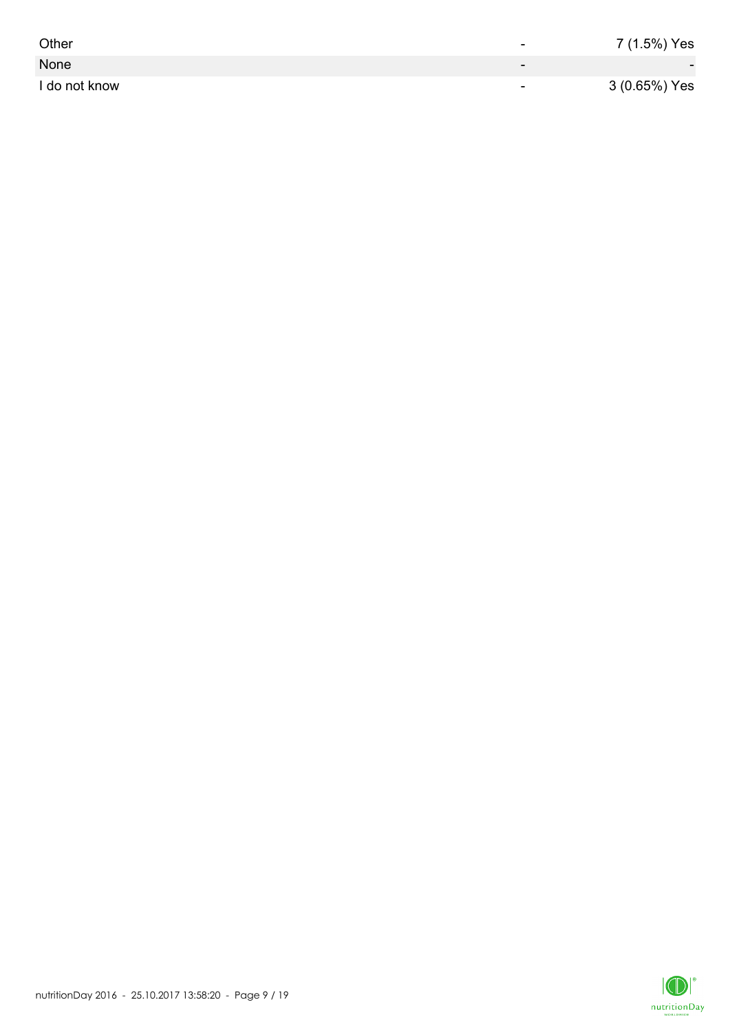| | | |
|---|---|---|
| Other | - | 7 (1.5%) Yes |
| None | - | - |
| I do not know | - | 3 (0.65%) Yes |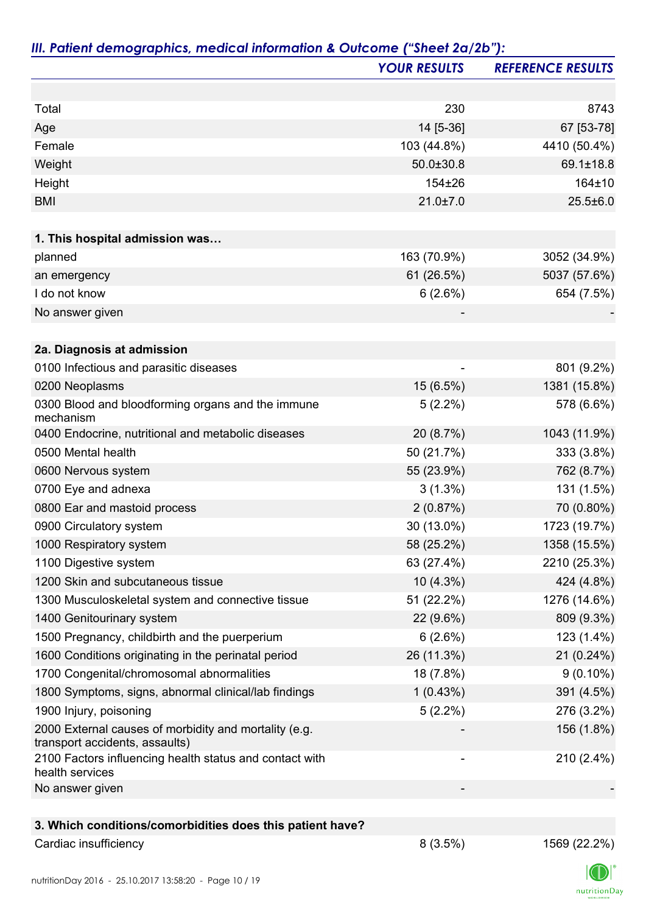## *III. Patient demographics, medical information & Outcome ("Sheet 2a/2b"):*

| | *YOUR RESULTS* | *REFERENCE RESULTS* |
|---|---|---|
| Total | 230 | 8743 |
| Age | 14 [5-36] | 67 [53-78] |
| Female | 103 (44.8%) | 4410 (50.4%) |
| Weight | 50.0±30.8 | 69.1±18.8 |
| Height | 154±26 | 164±10 |
| BMI | 21.0±7.0 | 25.5±6.0 |
| **1. This hospital admission was…** | | |
| planned | 163 (70.9%) | 3052 (34.9%) |
| an emergency | 61 (26.5%) | 5037 (57.6%) |
| I do not know | 6 (2.6%) | 654 (7.5%) |
| No answer given | - | - |
| **2a. Diagnosis at admission** | | |
| 0100 Infectious and parasitic diseases | - | 801 (9.2%) |
| 0200 Neoplasms | 15 (6.5%) | 1381 (15.8%) |
| 0300 Blood and bloodforming organs and the immune mechanism | 5 (2.2%) | 578 (6.6%) |
| 0400 Endocrine, nutritional and metabolic diseases | 20 (8.7%) | 1043 (11.9%) |
| 0500 Mental health | 50 (21.7%) | 333 (3.8%) |
| 0600 Nervous system | 55 (23.9%) | 762 (8.7%) |
| 0700 Eye and adnexa | 3 (1.3%) | 131 (1.5%) |
| 0800 Ear and mastoid process | 2 (0.87%) | 70 (0.80%) |
| 0900 Circulatory system | 30 (13.0%) | 1723 (19.7%) |
| 1000 Respiratory system | 58 (25.2%) | 1358 (15.5%) |
| 1100 Digestive system | 63 (27.4%) | 2210 (25.3%) |
| 1200 Skin and subcutaneous tissue | 10 (4.3%) | 424 (4.8%) |
| 1300 Musculoskeletal system and connective tissue | 51 (22.2%) | 1276 (14.6%) |
| 1400 Genitourinary system | 22 (9.6%) | 809 (9.3%) |
| 1500 Pregnancy, childbirth and the puerperium | 6 (2.6%) | 123 (1.4%) |
| 1600 Conditions originating in the perinatal period | 26 (11.3%) | 21 (0.24%) |
| 1700 Congenital/chromosomal abnormalities | 18 (7.8%) | 9 (0.10%) |
| 1800 Symptoms, signs, abnormal clinical/lab findings | 1 (0.43%) | 391 (4.5%) |
| 1900 Injury, poisoning | 5 (2.2%) | 276 (3.2%) |
| 2000 External causes of morbidity and mortality (e.g. transport accidents, assaults) | - | 156 (1.8%) |
| 2100 Factors influencing health status and contact with health services | - | 210 (2.4%) |
| No answer given | - | - |
| **3. Which conditions/comorbidities does this patient have?** | | |
| Cardiac insufficiency | 8 (3.5%) | 1569 (22.2%) |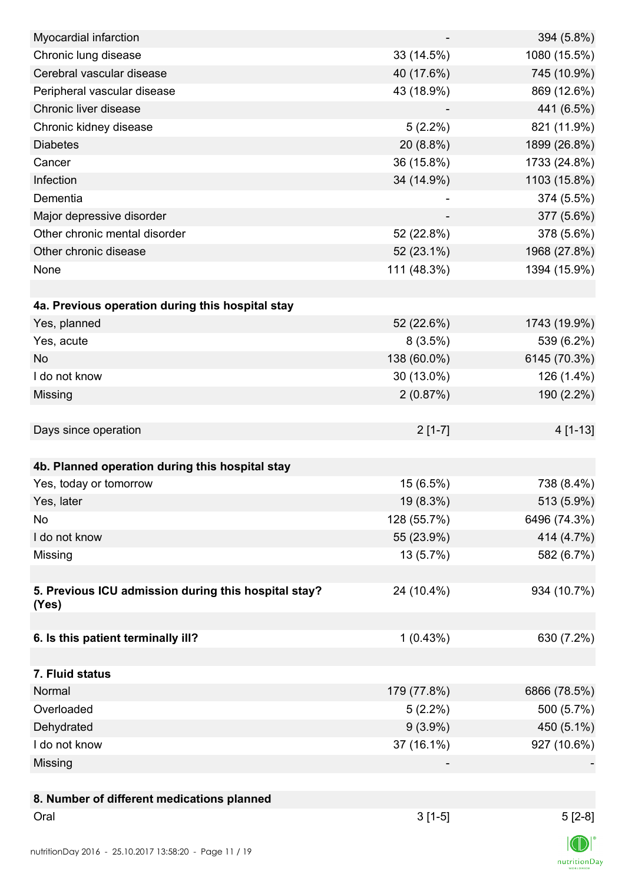| | | |
|---|---|---|
| Myocardial infarction | - | 394 (5.8%) |
| Chronic lung disease | 33 (14.5%) | 1080 (15.5%) |
| Cerebral vascular disease | 40 (17.6%) | 745 (10.9%) |
| Peripheral vascular disease | 43 (18.9%) | 869 (12.6%) |
| Chronic liver disease | - | 441 (6.5%) |
| Chronic kidney disease | 5 (2.2%) | 821 (11.9%) |
| Diabetes | 20 (8.8%) | 1899 (26.8%) |
| Cancer | 36 (15.8%) | 1733 (24.8%) |
| Infection | 34 (14.9%) | 1103 (15.8%) |
| Dementia | - | 374 (5.5%) |
| Major depressive disorder | - | 377 (5.6%) |
| Other chronic mental disorder | 52 (22.8%) | 378 (5.6%) |
| Other chronic disease | 52 (23.1%) | 1968 (27.8%) |
| None | 111 (48.3%) | 1394 (15.9%) |
| | | |
| **4a. Previous operation during this hospital stay** | | |
| Yes, planned | 52 (22.6%) | 1743 (19.9%) |
| Yes, acute | 8 (3.5%) | 539 (6.2%) |
| No | 138 (60.0%) | 6145 (70.3%) |
| I do not know | 30 (13.0%) | 126 (1.4%) |
| Missing | 2 (0.87%) | 190 (2.2%) |
| | | |
| Days since operation | 2 [1-7] | 4 [1-13] |
| | | |
| **4b. Planned operation during this hospital stay** | | |
| Yes, today or tomorrow | 15 (6.5%) | 738 (8.4%) |
| Yes, later | 19 (8.3%) | 513 (5.9%) |
| No | 128 (55.7%) | 6496 (74.3%) |
| I do not know | 55 (23.9%) | 414 (4.7%) |
| Missing | 13 (5.7%) | 582 (6.7%) |
| | | |
| **5. Previous ICU admission during this hospital stay? (Yes)** | 24 (10.4%) | 934 (10.7%) |
| | | |
| **6. Is this patient terminally ill?** | 1 (0.43%) | 630 (7.2%) |
| | | |
| **7. Fluid status** | | |
| Normal | 179 (77.8%) | 6866 (78.5%) |
| Overloaded | 5 (2.2%) | 500 (5.7%) |
| Dehydrated | 9 (3.9%) | 450 (5.1%) |
| I do not know | 37 (16.1%) | 927 (10.6%) |
| Missing | - | - |
| | | |
| **8. Number of different medications planned** | | |
| Oral | 3 [1-5] | 5 [2-8] |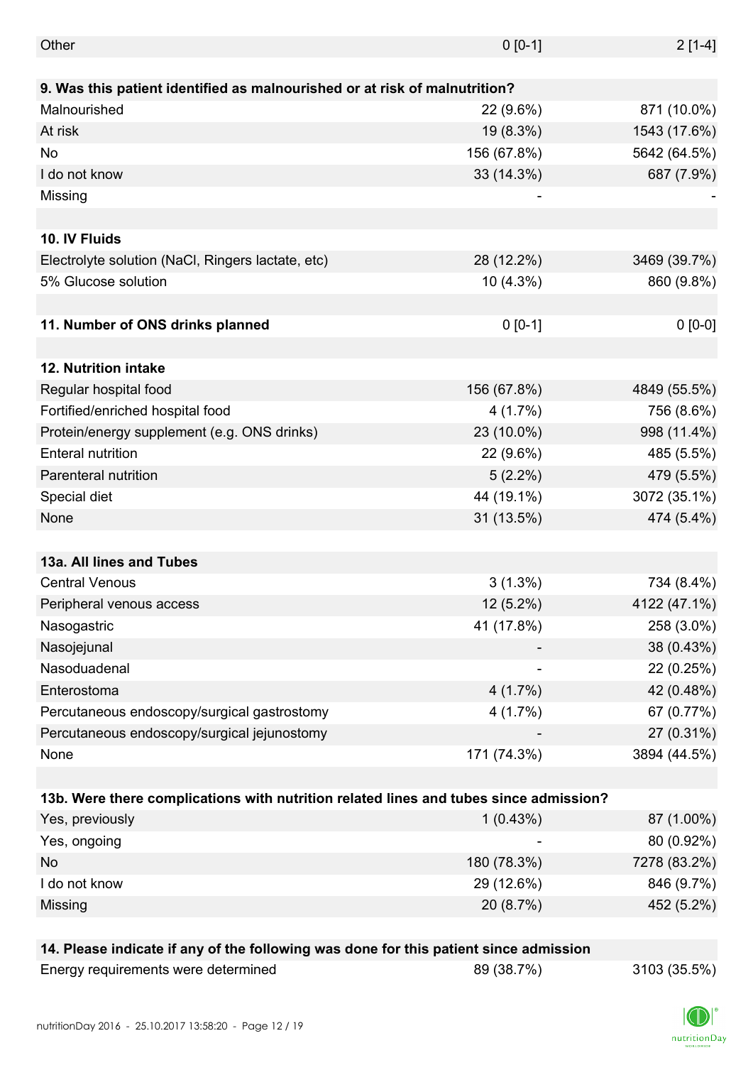| | | |
|---|---|---|
| Other | 0 [0-1] | 2 [1-4] |

| **9. Was this patient identified as malnourished or at risk of malnutrition?** | | |
|---|---|---|
| Malnourished | 22 (9.6%) | 871 (10.0%) |
| At risk | 19 (8.3%) | 1543 (17.6%) |
| No | 156 (67.8%) | 5642 (64.5%) |
| I do not know | 33 (14.3%) | 687 (7.9%) |
| Missing | - | - |

| **10. IV Fluids** | | |
|---|---|---|
| Electrolyte solution (NaCl, Ringers lactate, etc) | 28 (12.2%) | 3469 (39.7%) |
| 5% Glucose solution | 10 (4.3%) | 860 (9.8%) |

| **11. Number of ONS drinks planned** | 0 [0-1] | 0 [0-0] |
|---|---|---|

| **12. Nutrition intake** | | |
|---|---|---|
| Regular hospital food | 156 (67.8%) | 4849 (55.5%) |
| Fortified/enriched hospital food | 4 (1.7%) | 756 (8.6%) |
| Protein/energy supplement (e.g. ONS drinks) | 23 (10.0%) | 998 (11.4%) |
| Enteral nutrition | 22 (9.6%) | 485 (5.5%) |
| Parenteral nutrition | 5 (2.2%) | 479 (5.5%) |
| Special diet | 44 (19.1%) | 3072 (35.1%) |
| None | 31 (13.5%) | 474 (5.4%) |

| **13a. All lines and Tubes** | | |
|---|---|---|
| Central Venous | 3 (1.3%) | 734 (8.4%) |
| Peripheral venous access | 12 (5.2%) | 4122 (47.1%) |
| Nasogastric | 41 (17.8%) | 258 (3.0%) |
| Nasojejunal | - | 38 (0.43%) |
| Nasoduadenal | - | 22 (0.25%) |
| Enterostoma | 4 (1.7%) | 42 (0.48%) |
| Percutaneous endoscopy/surgical gastrostomy | 4 (1.7%) | 67 (0.77%) |
| Percutaneous endoscopy/surgical jejunostomy | - | 27 (0.31%) |
| None | 171 (74.3%) | 3894 (44.5%) |

| **13b. Were there complications with nutrition related lines and tubes since admission?** | | |
|---|---|---|
| Yes, previously | 1 (0.43%) | 87 (1.00%) |
| Yes, ongoing | - | 80 (0.92%) |
| No | 180 (78.3%) | 7278 (83.2%) |
| I do not know | 29 (12.6%) | 846 (9.7%) |
| Missing | 20 (8.7%) | 452 (5.2%) |

| **14. Please indicate if any of the following was done for this patient since admission** | | |
|---|---|---|
| Energy requirements were determined | 89 (38.7%) | 3103 (35.5%) |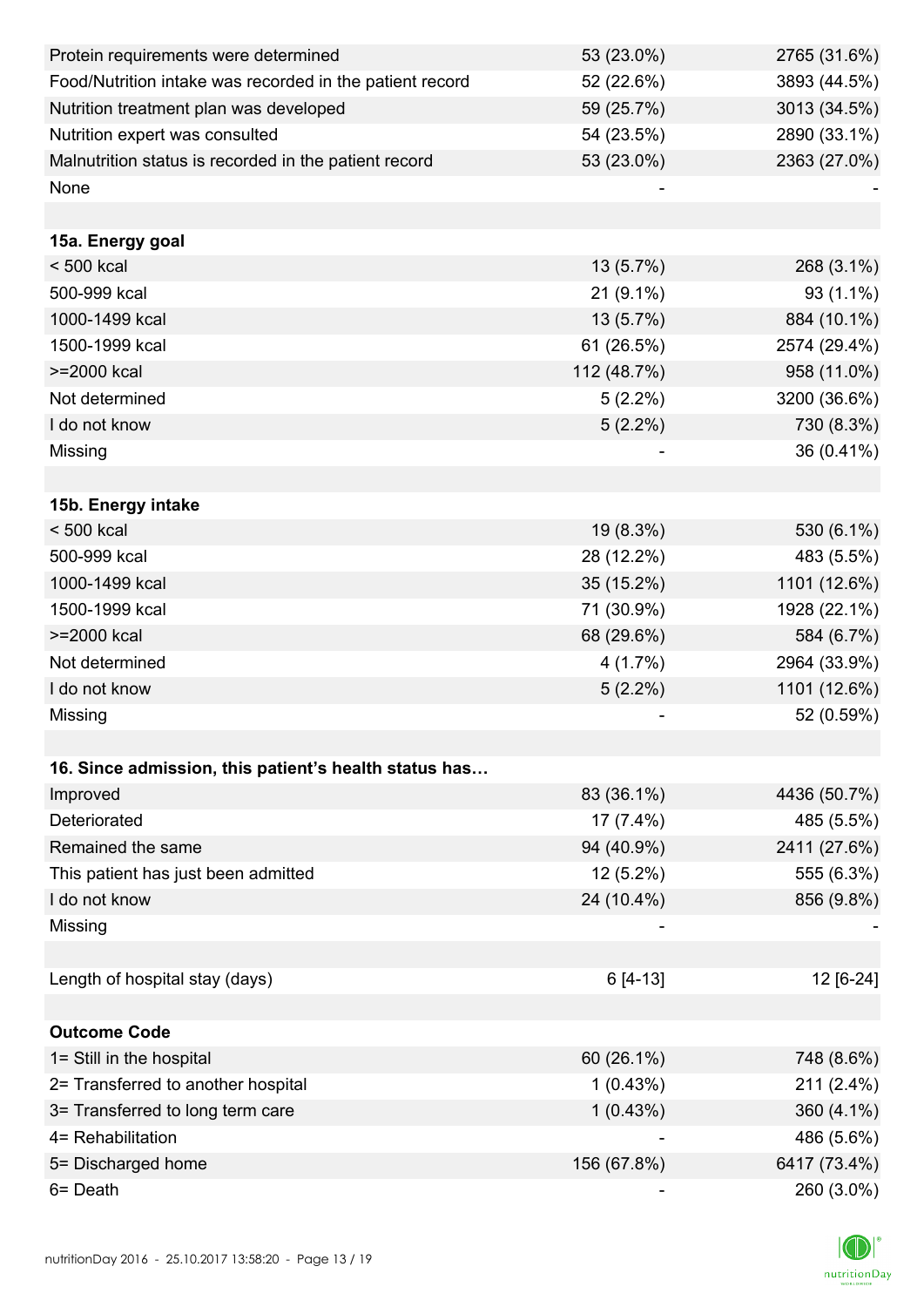| | | |
|---|---|---|
| Protein requirements were determined | 53 (23.0%) | 2765 (31.6%) |
| Food/Nutrition intake was recorded in the patient record | 52 (22.6%) | 3893 (44.5%) |
| Nutrition treatment plan was developed | 59 (25.7%) | 3013 (34.5%) |
| Nutrition expert was consulted | 54 (23.5%) | 2890 (33.1%) |
| Malnutrition status is recorded in the patient record | 53 (23.0%) | 2363 (27.0%) |
| None | - | - |
| | | |
| **15a. Energy goal** | | |
| < 500 kcal | 13 (5.7%) | 268 (3.1%) |
| 500-999 kcal | 21 (9.1%) | 93 (1.1%) |
| 1000-1499 kcal | 13 (5.7%) | 884 (10.1%) |
| 1500-1999 kcal | 61 (26.5%) | 2574 (29.4%) |
| >=2000 kcal | 112 (48.7%) | 958 (11.0%) |
| Not determined | 5 (2.2%) | 3200 (36.6%) |
| I do not know | 5 (2.2%) | 730 (8.3%) |
| Missing | - | 36 (0.41%) |
| | | |
| **15b. Energy intake** | | |
| < 500 kcal | 19 (8.3%) | 530 (6.1%) |
| 500-999 kcal | 28 (12.2%) | 483 (5.5%) |
| 1000-1499 kcal | 35 (15.2%) | 1101 (12.6%) |
| 1500-1999 kcal | 71 (30.9%) | 1928 (22.1%) |
| >=2000 kcal | 68 (29.6%) | 584 (6.7%) |
| Not determined | 4 (1.7%) | 2964 (33.9%) |
| I do not know | 5 (2.2%) | 1101 (12.6%) |
| Missing | - | 52 (0.59%) |
| | | |
| **16. Since admission, this patient's health status has…** | | |
| Improved | 83 (36.1%) | 4436 (50.7%) |
| Deteriorated | 17 (7.4%) | 485 (5.5%) |
| Remained the same | 94 (40.9%) | 2411 (27.6%) |
| This patient has just been admitted | 12 (5.2%) | 555 (6.3%) |
| I do not know | 24 (10.4%) | 856 (9.8%) |
| Missing | - | - |
| | | |
| Length of hospital stay (days) | 6 [4-13] | 12 [6-24] |
| | | |
| **Outcome Code** | | |
| 1= Still in the hospital | 60 (26.1%) | 748 (8.6%) |
| 2= Transferred to another hospital | 1 (0.43%) | 211 (2.4%) |
| 3= Transferred to long term care | 1 (0.43%) | 360 (4.1%) |
| 4= Rehabilitation | - | 486 (5.6%) |
| 5= Discharged home | 156 (67.8%) | 6417 (73.4%) |
| 6= Death | - | 260 (3.0%) |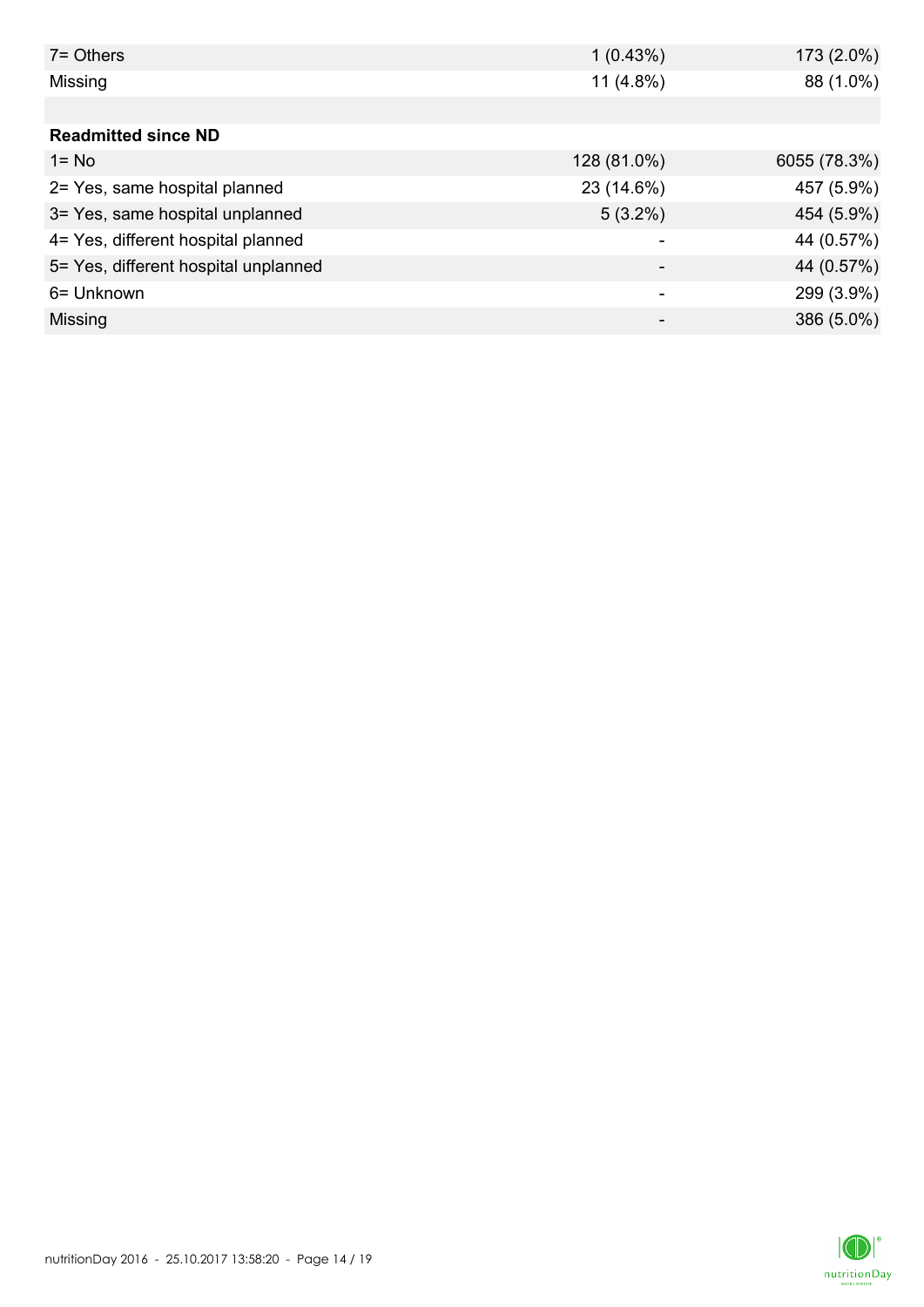| | | |
|---|---|---|
| 7= Others | 1 (0.43%) | 173 (2.0%) |
| Missing | 11 (4.8%) | 88 (1.0%) |
| | | |
| **Readmitted since ND** | | |
| 1= No | 128 (81.0%) | 6055 (78.3%) |
| 2= Yes, same hospital planned | 23 (14.6%) | 457 (5.9%) |
| 3= Yes, same hospital unplanned | 5 (3.2%) | 454 (5.9%) |
| 4= Yes, different hospital planned | - | 44 (0.57%) |
| 5= Yes, different hospital unplanned | - | 44 (0.57%) |
| 6= Unknown | - | 299 (3.9%) |
| Missing | - | 386 (5.0%) |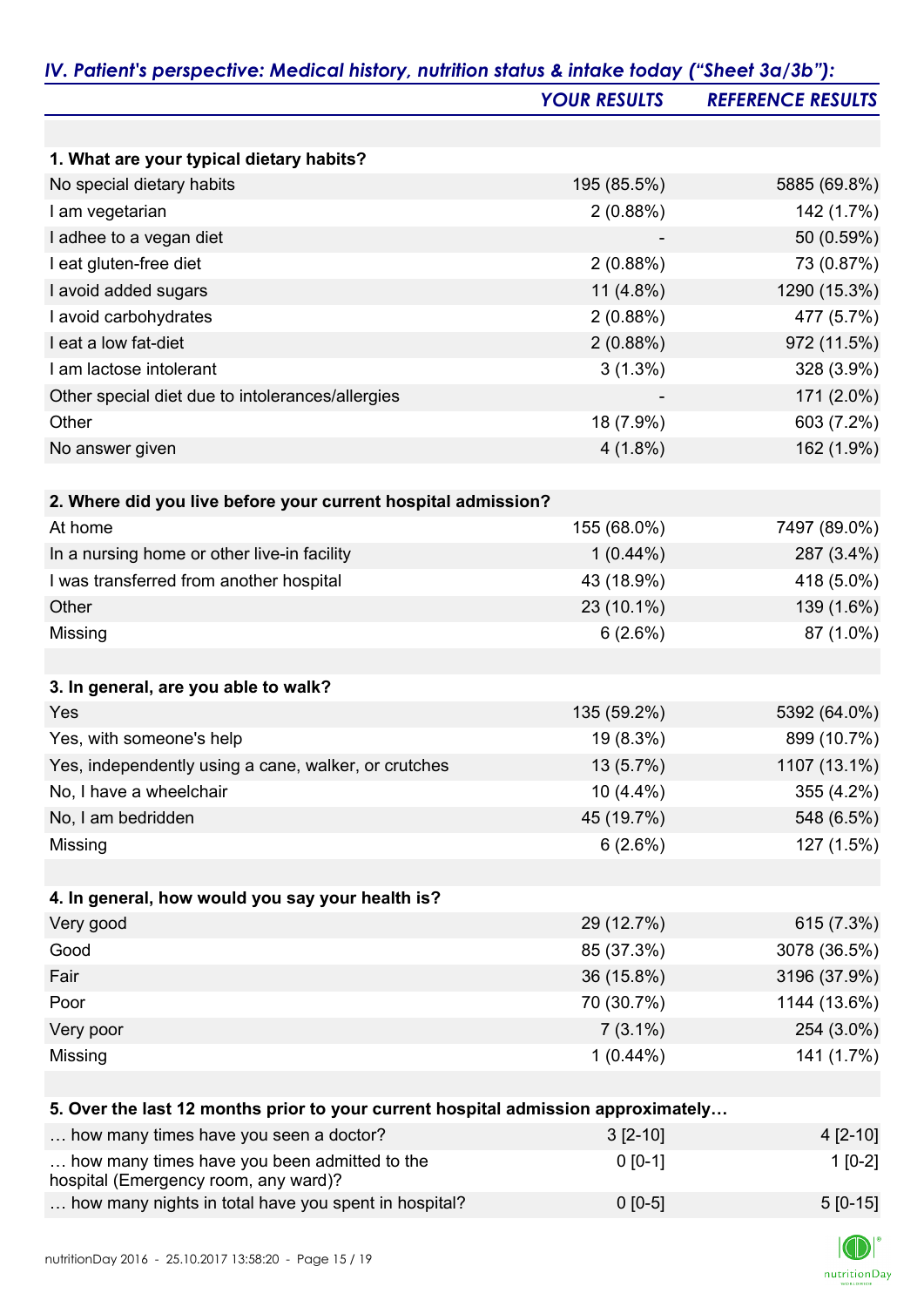## *IV. Patient's perspective: Medical history, nutrition status & intake today ("Sheet 3a/3b"):*

| | *YOUR RESULTS* | *REFERENCE RESULTS* |
|---|---|---|
| **1. What are your typical dietary habits?** | | |
| No special dietary habits | 195 (85.5%) | 5885 (69.8%) |
| I am vegetarian | 2 (0.88%) | 142 (1.7%) |
| I adhee to a vegan diet | - | 50 (0.59%) |
| I eat gluten-free diet | 2 (0.88%) | 73 (0.87%) |
| I avoid added sugars | 11 (4.8%) | 1290 (15.3%) |
| I avoid carbohydrates | 2 (0.88%) | 477 (5.7%) |
| I eat a low fat-diet | 2 (0.88%) | 972 (11.5%) |
| I am lactose intolerant | 3 (1.3%) | 328 (3.9%) |
| Other special diet due to intolerances/allergies | - | 171 (2.0%) |
| Other | 18 (7.9%) | 603 (7.2%) |
| No answer given | 4 (1.8%) | 162 (1.9%) |
| **2. Where did you live before your current hospital admission?** | | |
| At home | 155 (68.0%) | 7497 (89.0%) |
| In a nursing home or other live-in facility | 1 (0.44%) | 287 (3.4%) |
| I was transferred from another hospital | 43 (18.9%) | 418 (5.0%) |
| Other | 23 (10.1%) | 139 (1.6%) |
| Missing | 6 (2.6%) | 87 (1.0%) |
| **3. In general, are you able to walk?** | | |
| Yes | 135 (59.2%) | 5392 (64.0%) |
| Yes, with someone's help | 19 (8.3%) | 899 (10.7%) |
| Yes, independently using a cane, walker, or crutches | 13 (5.7%) | 1107 (13.1%) |
| No, I have a wheelchair | 10 (4.4%) | 355 (4.2%) |
| No, I am bedridden | 45 (19.7%) | 548 (6.5%) |
| Missing | 6 (2.6%) | 127 (1.5%) |
| **4. In general, how would you say your health is?** | | |
| Very good | 29 (12.7%) | 615 (7.3%) |
| Good | 85 (37.3%) | 3078 (36.5%) |
| Fair | 36 (15.8%) | 3196 (37.9%) |
| Poor | 70 (30.7%) | 1144 (13.6%) |
| Very poor | 7 (3.1%) | 254 (3.0%) |
| Missing | 1 (0.44%) | 141 (1.7%) |
| **5. Over the last 12 months prior to your current hospital admission approximately…** | | |
| … how many times have you seen a doctor? | 3 [2-10] | 4 [2-10] |
| … how many times have you been admitted to the hospital (Emergency room, any ward)? | 0 [0-1] | 1 [0-2] |
| … how many nights in total have you spent in hospital? | 0 [0-5] | 5 [0-15] |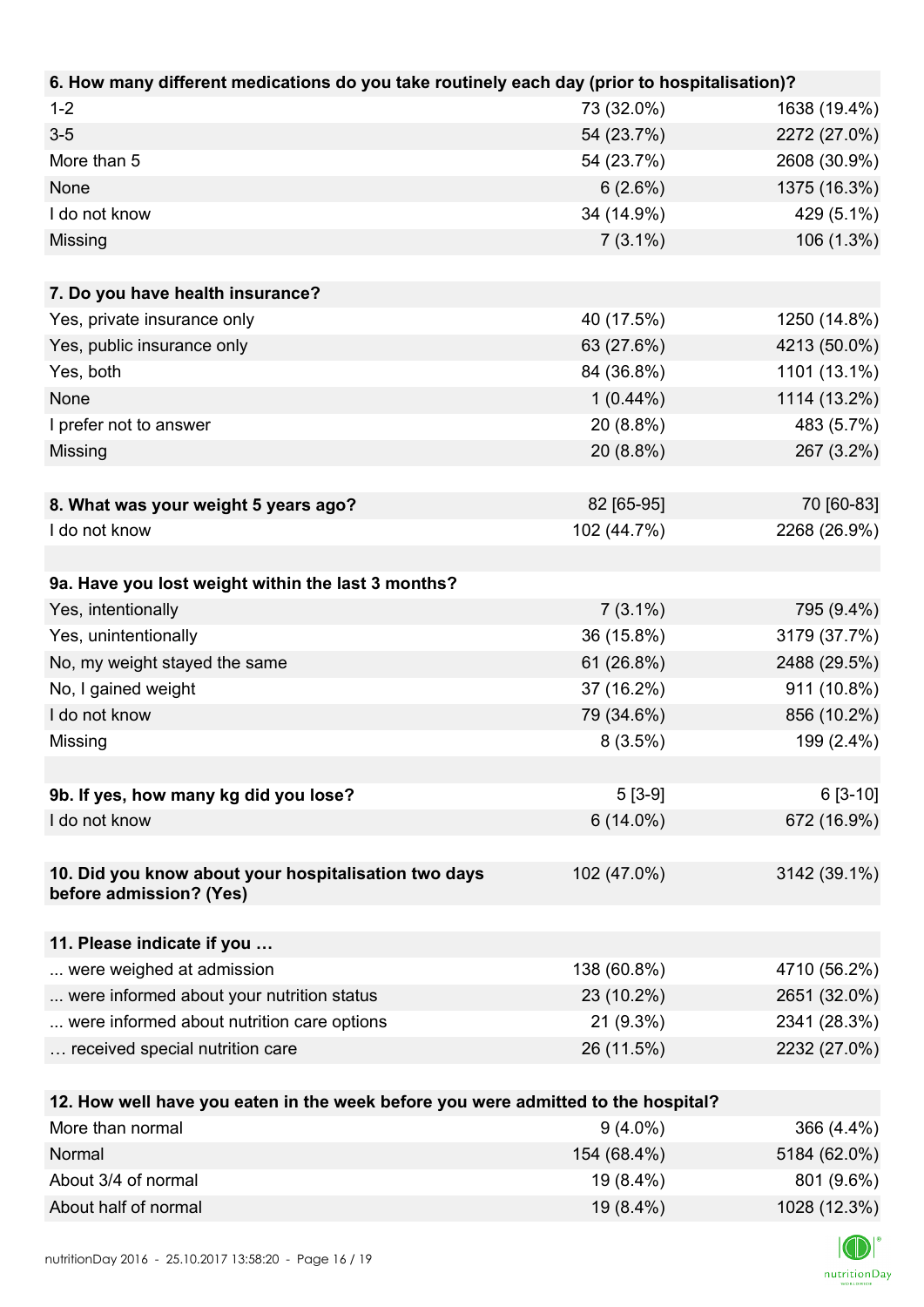| 6. How many different medications do you take routinely each day (prior to hospitalisation)? | | |
|---|---|---|
| 1-2 | 73 (32.0%) | 1638 (19.4%) |
| 3-5 | 54 (23.7%) | 2272 (27.0%) |
| More than 5 | 54 (23.7%) | 2608 (30.9%) |
| None | 6 (2.6%) | 1375 (16.3%) |
| I do not know | 34 (14.9%) | 429 (5.1%) |
| Missing | 7 (3.1%) | 106 (1.3%) |

| 7. Do you have health insurance? | | |
|---|---|---|
| Yes, private insurance only | 40 (17.5%) | 1250 (14.8%) |
| Yes, public insurance only | 63 (27.6%) | 4213 (50.0%) |
| Yes, both | 84 (36.8%) | 1101 (13.1%) |
| None | 1 (0.44%) | 1114 (13.2%) |
| I prefer not to answer | 20 (8.8%) | 483 (5.7%) |
| Missing | 20 (8.8%) | 267 (3.2%) |

| 8. What was your weight 5 years ago? | 82 [65-95] | 70 [60-83] |
|---|---|---|
| I do not know | 102 (44.7%) | 2268 (26.9%) |

| 9a. Have you lost weight within the last 3 months? | | |
|---|---|---|
| Yes, intentionally | 7 (3.1%) | 795 (9.4%) |
| Yes, unintentionally | 36 (15.8%) | 3179 (37.7%) |
| No, my weight stayed the same | 61 (26.8%) | 2488 (29.5%) |
| No, I gained weight | 37 (16.2%) | 911 (10.8%) |
| I do not know | 79 (34.6%) | 856 (10.2%) |
| Missing | 8 (3.5%) | 199 (2.4%) |

| 9b. If yes, how many kg did you lose? | 5 [3-9] | 6 [3-10] |
|---|---|---|
| I do not know | 6 (14.0%) | 672 (16.9%) |

| 10. Did you know about your hospitalisation two days before admission? (Yes) | 102 (47.0%) | 3142 (39.1%) |
|---|---|---|

| 11. Please indicate if you … | | |
|---|---|---|
| ... were weighed at admission | 138 (60.8%) | 4710 (56.2%) |
| ... were informed about your nutrition status | 23 (10.2%) | 2651 (32.0%) |
| ... were informed about nutrition care options | 21 (9.3%) | 2341 (28.3%) |
| … received special nutrition care | 26 (11.5%) | 2232 (27.0%) |

| 12. How well have you eaten in the week before you were admitted to the hospital? | | |
|---|---|---|
| More than normal | 9 (4.0%) | 366 (4.4%) |
| Normal | 154 (68.4%) | 5184 (62.0%) |
| About 3/4 of normal | 19 (8.4%) | 801 (9.6%) |
| About half of normal | 19 (8.4%) | 1028 (12.3%) |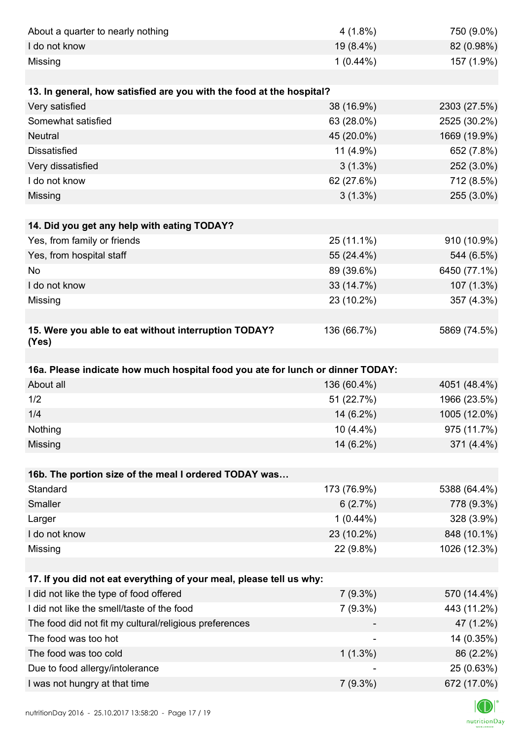| | | |
|---|---|---|
| About a quarter to nearly nothing | 4 (1.8%) | 750 (9.0%) |
| I do not know | 19 (8.4%) | 82 (0.98%) |
| Missing | 1 (0.44%) | 157 (1.9%) |

| 13. In general, how satisfied are you with the food at the hospital? | | |
|---|---|---|
| Very satisfied | 38 (16.9%) | 2303 (27.5%) |
| Somewhat satisfied | 63 (28.0%) | 2525 (30.2%) |
| Neutral | 45 (20.0%) | 1669 (19.9%) |
| Dissatisfied | 11 (4.9%) | 652 (7.8%) |
| Very dissatisfied | 3 (1.3%) | 252 (3.0%) |
| I do not know | 62 (27.6%) | 712 (8.5%) |
| Missing | 3 (1.3%) | 255 (3.0%) |

| 14. Did you get any help with eating TODAY? | | |
|---|---|---|
| Yes, from family or friends | 25 (11.1%) | 910 (10.9%) |
| Yes, from hospital staff | 55 (24.4%) | 544 (6.5%) |
| No | 89 (39.6%) | 6450 (77.1%) |
| I do not know | 33 (14.7%) | 107 (1.3%) |
| Missing | 23 (10.2%) | 357 (4.3%) |

| 15. Were you able to eat without interruption TODAY? (Yes) | 136 (66.7%) | 5869 (74.5%) |
|---|---|---|

| 16a. Please indicate how much hospital food you ate for lunch or dinner TODAY: | | |
|---|---|---|
| About all | 136 (60.4%) | 4051 (48.4%) |
| 1/2 | 51 (22.7%) | 1966 (23.5%) |
| 1/4 | 14 (6.2%) | 1005 (12.0%) |
| Nothing | 10 (4.4%) | 975 (11.7%) |
| Missing | 14 (6.2%) | 371 (4.4%) |

| 16b. The portion size of the meal I ordered TODAY was… | | |
|---|---|---|
| Standard | 173 (76.9%) | 5388 (64.4%) |
| Smaller | 6 (2.7%) | 778 (9.3%) |
| Larger | 1 (0.44%) | 328 (3.9%) |
| I do not know | 23 (10.2%) | 848 (10.1%) |
| Missing | 22 (9.8%) | 1026 (12.3%) |

| 17. If you did not eat everything of your meal, please tell us why: | | |
|---|---|---|
| I did not like the type of food offered | 7 (9.3%) | 570 (14.4%) |
| I did not like the smell/taste of the food | 7 (9.3%) | 443 (11.2%) |
| The food did not fit my cultural/religious preferences | - | 47 (1.2%) |
| The food was too hot | - | 14 (0.35%) |
| The food was too cold | 1 (1.3%) | 86 (2.2%) |
| Due to food allergy/intolerance | - | 25 (0.63%) |
| I was not hungry at that time | 7 (9.3%) | 672 (17.0%) |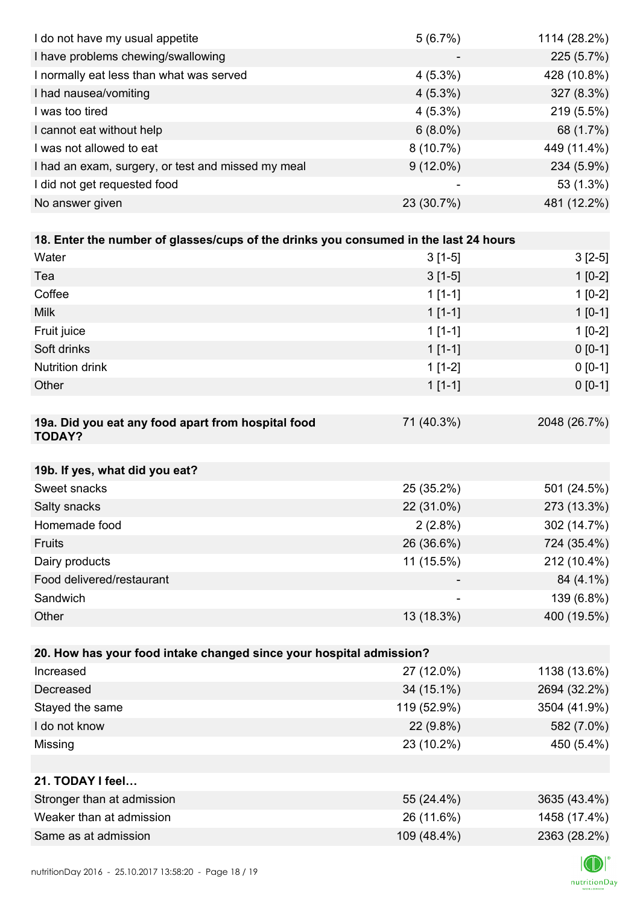| | | |
|---|---|---|
| I do not have my usual appetite | 5 (6.7%) | 1114 (28.2%) |
| I have problems chewing/swallowing | - | 225 (5.7%) |
| I normally eat less than what was served | 4 (5.3%) | 428 (10.8%) |
| I had nausea/vomiting | 4 (5.3%) | 327 (8.3%) |
| I was too tired | 4 (5.3%) | 219 (5.5%) |
| I cannot eat without help | 6 (8.0%) | 68 (1.7%) |
| I was not allowed to eat | 8 (10.7%) | 449 (11.4%) |
| I had an exam, surgery, or test and missed my meal | 9 (12.0%) | 234 (5.9%) |
| I did not get requested food | - | 53 (1.3%) |
| No answer given | 23 (30.7%) | 481 (12.2%) |

| **18. Enter the number of glasses/cups of the drinks you consumed in the last 24 hours** | | |
|---|---|---|
| Water | 3 [1-5] | 3 [2-5] |
| Tea | 3 [1-5] | 1 [0-2] |
| Coffee | 1 [1-1] | 1 [0-2] |
| Milk | 1 [1-1] | 1 [0-1] |
| Fruit juice | 1 [1-1] | 1 [0-2] |
| Soft drinks | 1 [1-1] | 0 [0-1] |
| Nutrition drink | 1 [1-2] | 0 [0-1] |
| Other | 1 [1-1] | 0 [0-1] |

| **19a. Did you eat any food apart from hospital food TODAY?** | 71 (40.3%) | 2048 (26.7%) |
|---|---|---|

| **19b. If yes, what did you eat?** | | |
|---|---|---|
| Sweet snacks | 25 (35.2%) | 501 (24.5%) |
| Salty snacks | 22 (31.0%) | 273 (13.3%) |
| Homemade food | 2 (2.8%) | 302 (14.7%) |
| Fruits | 26 (36.6%) | 724 (35.4%) |
| Dairy products | 11 (15.5%) | 212 (10.4%) |
| Food delivered/restaurant | - | 84 (4.1%) |
| Sandwich | - | 139 (6.8%) |
| Other | 13 (18.3%) | 400 (19.5%) |

| **20. How has your food intake changed since your hospital admission?** | | |
|---|---|---|
| Increased | 27 (12.0%) | 1138 (13.6%) |
| Decreased | 34 (15.1%) | 2694 (32.2%) |
| Stayed the same | 119 (52.9%) | 3504 (41.9%) |
| I do not know | 22 (9.8%) | 582 (7.0%) |
| Missing | 23 (10.2%) | 450 (5.4%) |

| **21. TODAY I feel…** | | |
|---|---|---|
| Stronger than at admission | 55 (24.4%) | 3635 (43.4%) |
| Weaker than at admission | 26 (11.6%) | 1458 (17.4%) |
| Same as at admission | 109 (48.4%) | 2363 (28.2%) |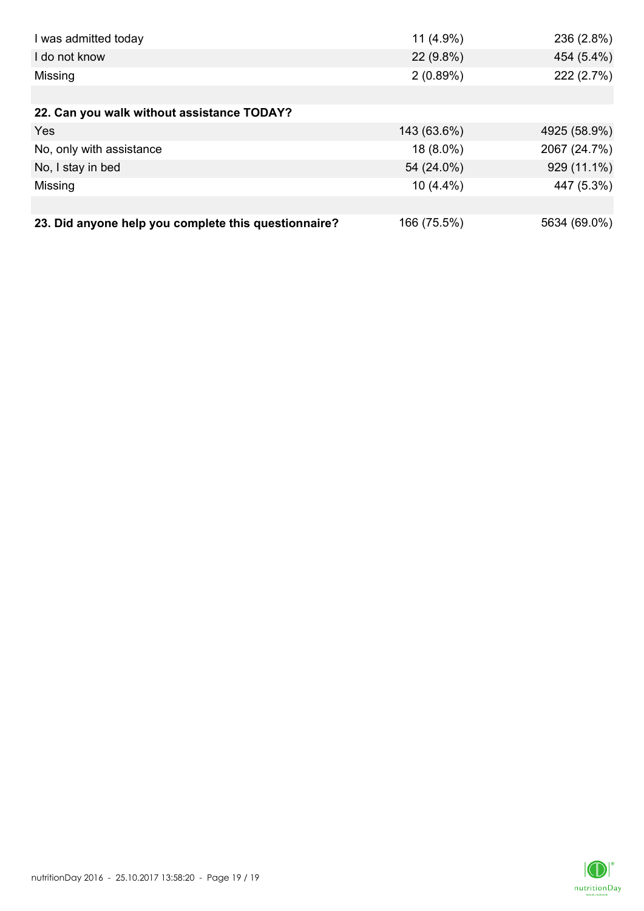| | | |
|---|---|---|
| I was admitted today | 11 (4.9%) | 236 (2.8%) |
| I do not know | 22 (9.8%) | 454 (5.4%) |
| Missing | 2 (0.89%) | 222 (2.7%) |
| | | |
| **22. Can you walk without assistance TODAY?** | | |
| Yes | 143 (63.6%) | 4925 (58.9%) |
| No, only with assistance | 18 (8.0%) | 2067 (24.7%) |
| No, I stay in bed | 54 (24.0%) | 929 (11.1%) |
| Missing | 10 (4.4%) | 447 (5.3%) |
| | | |
| **23. Did anyone help you complete this questionnaire?** | 166 (75.5%) | 5634 (69.0%) |